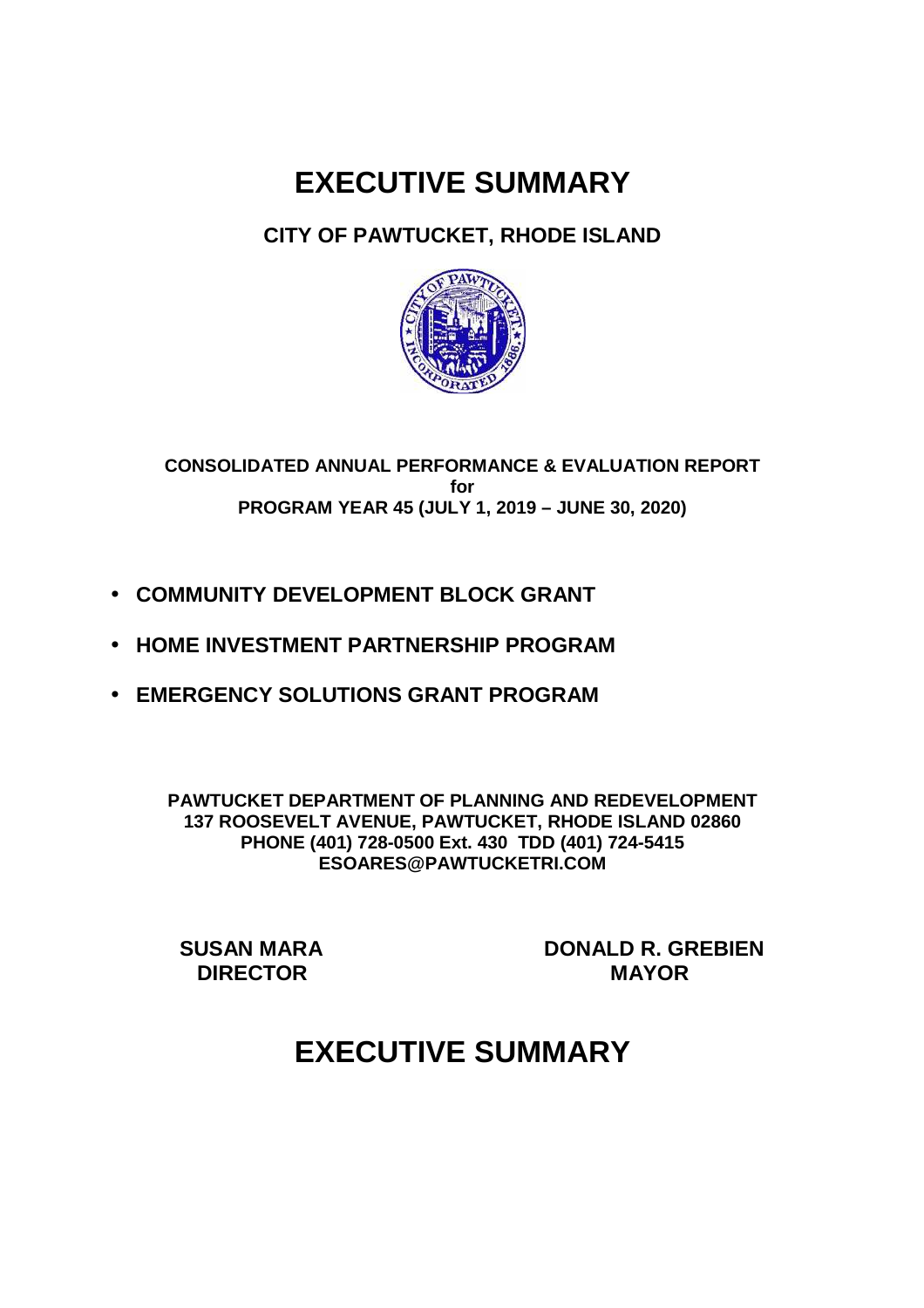# EXECUTIVE SUMMARY

## CITY OF PAWTUCKET, RHODE ISLAND

**CONSOLIDATED ANNUAL PERFORMANCE & EVALUATION REPORT**
**for**
**PROGRAM YEAR 45 (JULY 1, 2019 – JUNE 30, 2020)**

- **COMMUNITY DEVELOPMENT BLOCK GRANT**
- **HOME INVESTMENT PARTNERSHIP PROGRAM**
- **EMERGENCY SOLUTIONS GRANT PROGRAM**

**PAWTUCKET DEPARTMENT OF PLANNING AND REDEVELOPMENT**
**137 ROOSEVELT AVENUE, PAWTUCKET, RHODE ISLAND 02860**
**PHONE (401) 728-0500 Ext. 430 TDD (401) 724-5415**
**ESOARES@PAWTUCKETRI.COM**

**SUSAN MARA**
**DIRECTOR**

**DONALD R. GREBIEN**
**MAYOR**

# EXECUTIVE SUMMARY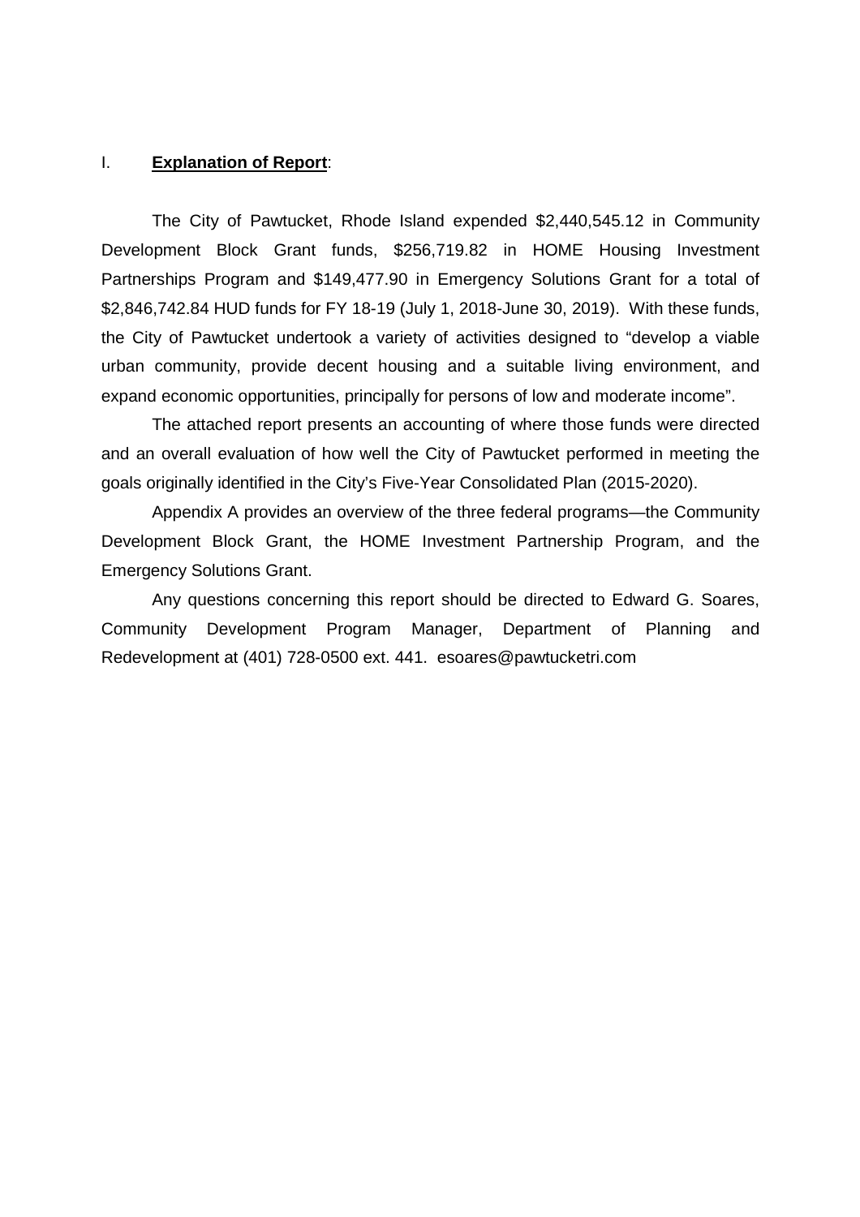## I. **Explanation of Report**:

The City of Pawtucket, Rhode Island expended $2,440,545.12 in Community Development Block Grant funds, $256,719.82 in HOME Housing Investment Partnerships Program and $149,477.90 in Emergency Solutions Grant for a total of $2,846,742.84 HUD funds for FY 18-19 (July 1, 2018-June 30, 2019). With these funds, the City of Pawtucket undertook a variety of activities designed to "develop a viable urban community, provide decent housing and a suitable living environment, and expand economic opportunities, principally for persons of low and moderate income".

The attached report presents an accounting of where those funds were directed and an overall evaluation of how well the City of Pawtucket performed in meeting the goals originally identified in the City's Five-Year Consolidated Plan (2015-2020).

Appendix A provides an overview of the three federal programs—the Community Development Block Grant, the HOME Investment Partnership Program, and the Emergency Solutions Grant.

Any questions concerning this report should be directed to Edward G. Soares, Community Development Program Manager, Department of Planning and Redevelopment at (401) 728-0500 ext. 441. esoares@pawtucketri.com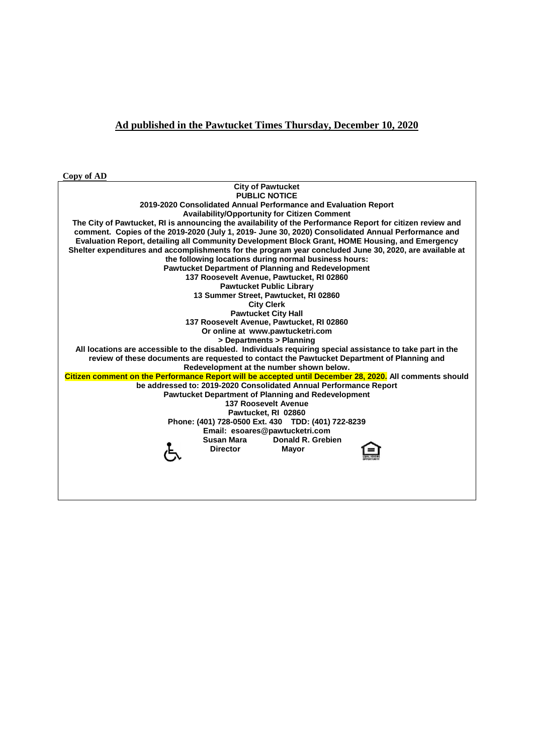**Ad published in the Pawtucket Times Thursday, December 10, 2020**

**Copy of AD**

**City of Pawtucket**
**PUBLIC NOTICE**
**2019-2020 Consolidated Annual Performance and Evaluation Report**
**Availability/Opportunity for Citizen Comment**

**The City of Pawtucket, RI is announcing the availability of the Performance Report for citizen review and comment. Copies of the 2019-2020 (July 1, 2019- June 30, 2020) Consolidated Annual Performance and Evaluation Report, detailing all Community Development Block Grant, HOME Housing, and Emergency Shelter expenditures and accomplishments for the program year concluded June 30, 2020, are available at the following locations during normal business hours:**

**Pawtucket Department of Planning and Redevelopment**
**137 Roosevelt Avenue, Pawtucket, RI 02860**
**Pawtucket Public Library**
**13 Summer Street, Pawtucket, RI 02860**
**City Clerk**
**Pawtucket City Hall**
**137 Roosevelt Avenue, Pawtucket, RI 02860**
**Or online at www.pawtucketri.com**
**> Departments > Planning**

**All locations are accessible to the disabled. Individuals requiring special assistance to take part in the review of these documents are requested to contact the Pawtucket Department of Planning and Redevelopment at the number shown below.**

**Citizen comment on the Performance Report will be accepted until December 28, 2020. All comments should be addressed to: 2019-2020 Consolidated Annual Performance Report**
**Pawtucket Department of Planning and Redevelopment**
**137 Roosevelt Avenue**
**Pawtucket, RI 02860**
**Phone: (401) 728-0500 Ext. 430 TDD: (401) 722-8239**
**Email: esoares@pawtucketri.com**

| **Susan Mara** | **Donald R. Grebien** |
|---|---|
| **Director** | **Mayor** |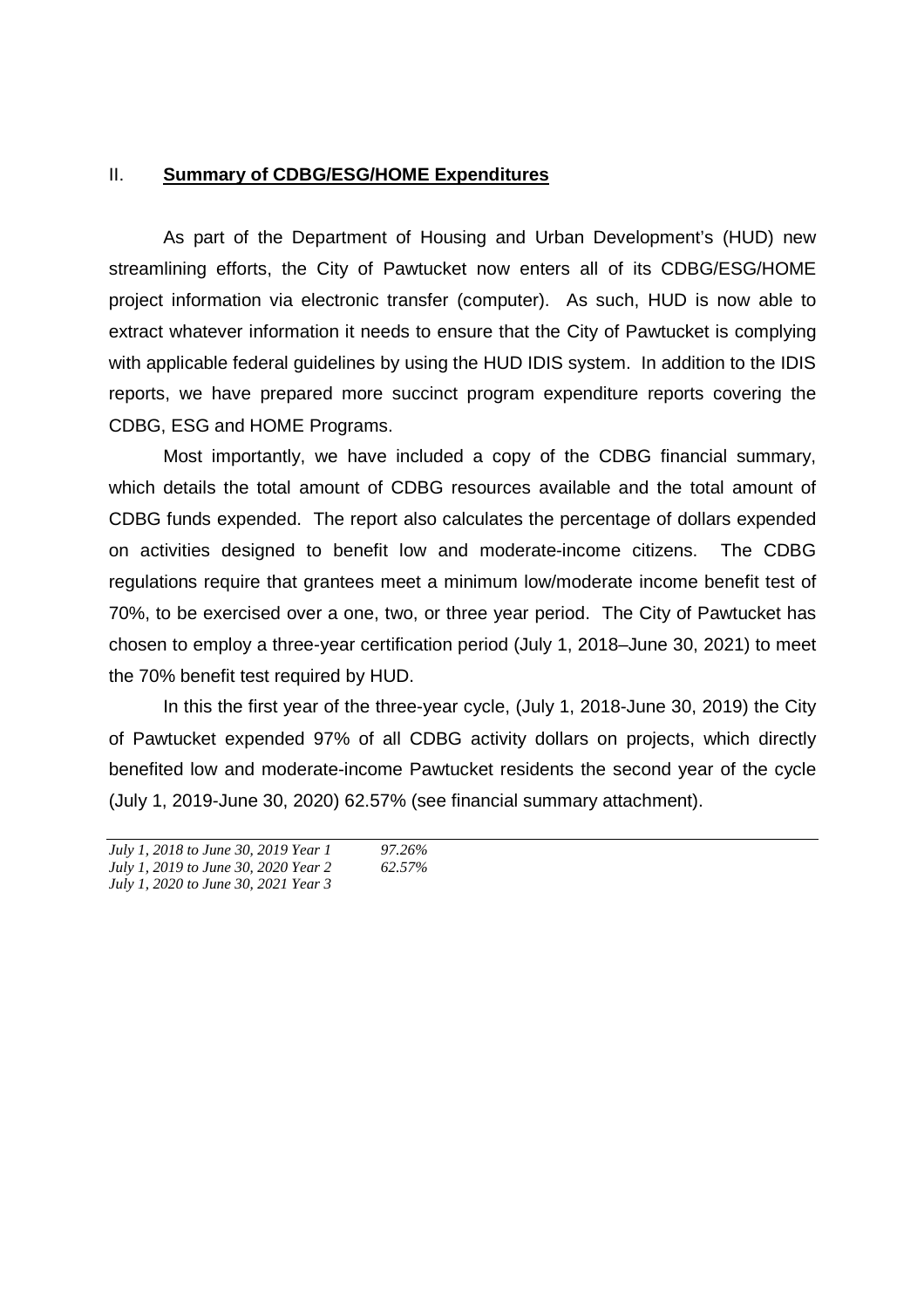## II. **Summary of CDBG/ESG/HOME Expenditures**

As part of the Department of Housing and Urban Development's (HUD) new streamlining efforts, the City of Pawtucket now enters all of its CDBG/ESG/HOME project information via electronic transfer (computer). As such, HUD is now able to extract whatever information it needs to ensure that the City of Pawtucket is complying with applicable federal guidelines by using the HUD IDIS system. In addition to the IDIS reports, we have prepared more succinct program expenditure reports covering the CDBG, ESG and HOME Programs.

Most importantly, we have included a copy of the CDBG financial summary, which details the total amount of CDBG resources available and the total amount of CDBG funds expended. The report also calculates the percentage of dollars expended on activities designed to benefit low and moderate-income citizens. The CDBG regulations require that grantees meet a minimum low/moderate income benefit test of 70%, to be exercised over a one, two, or three year period. The City of Pawtucket has chosen to employ a three-year certification period (July 1, 2018–June 30, 2021) to meet the 70% benefit test required by HUD.

In this the first year of the three-year cycle, (July 1, 2018-June 30, 2019) the City of Pawtucket expended 97% of all CDBG activity dollars on projects, which directly benefited low and moderate-income Pawtucket residents the second year of the cycle (July 1, 2019-June 30, 2020) 62.57% (see financial summary attachment).

---

| | |
|---|---|
| *July 1, 2018 to June 30, 2019 Year 1* | *97.26%* |
| *July 1, 2019 to June 30, 2020 Year 2* | *62.57%* |
| *July 1, 2020 to June 30, 2021 Year 3* | |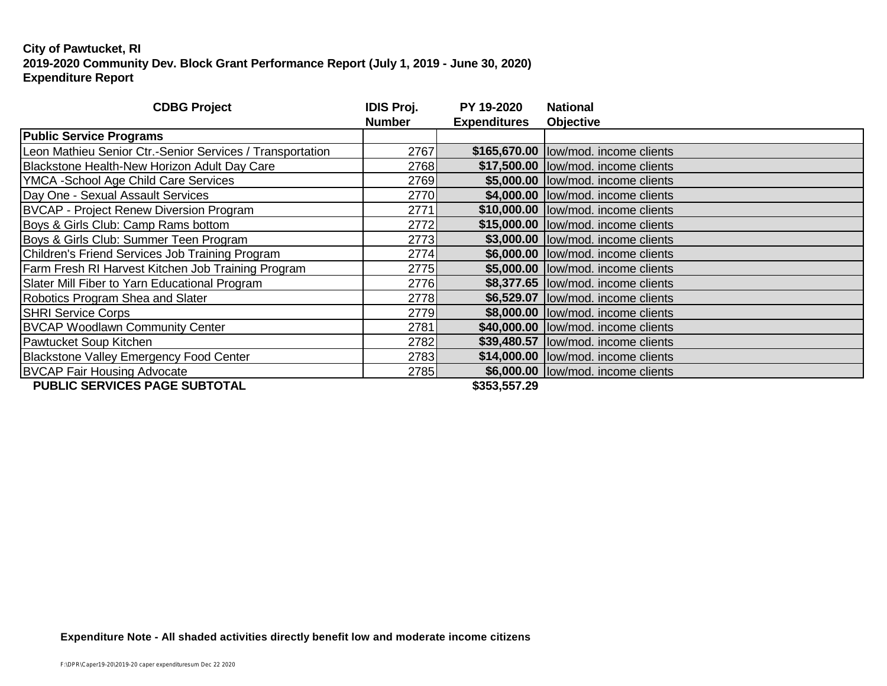**City of Pawtucket, RI**
**2019-2020 Community Dev. Block Grant Performance Report (July 1, 2019 - June 30, 2020)**
**Expenditure Report**

| CDBG Project | IDIS Proj. Number | PY 19-2020 Expenditures | National Objective |
|---|---|---|---|
| **Public Service Programs** | | | |
| Leon Mathieu Senior Ctr.-Senior Services / Transportation | 2767 | **$165,670.00** | low/mod. income clients |
| Blackstone Health-New Horizon Adult Day Care | 2768 | **$17,500.00** | low/mod. income clients |
| YMCA -School Age Child Care Services | 2769 | **$5,000.00** | low/mod. income clients |
| Day One - Sexual Assault Services | 2770 | **$4,000.00** | low/mod. income clients |
| BVCAP - Project Renew Diversion Program | 2771 | **$10,000.00** | low/mod. income clients |
| Boys & Girls Club: Camp Rams bottom | 2772 | **$15,000.00** | low/mod. income clients |
| Boys & Girls Club: Summer Teen Program | 2773 | **$3,000.00** | low/mod. income clients |
| Children's Friend Services Job Training Program | 2774 | **$6,000.00** | low/mod. income clients |
| Farm Fresh RI Harvest Kitchen Job Training Program | 2775 | **$5,000.00** | low/mod. income clients |
| Slater Mill Fiber to Yarn Educational Program | 2776 | **$8,377.65** | low/mod. income clients |
| Robotics Program Shea and Slater | 2778 | **$6,529.07** | low/mod. income clients |
| SHRI Service Corps | 2779 | **$8,000.00** | low/mod. income clients |
| BVCAP Woodlawn Community Center | 2781 | **$40,000.00** | low/mod. income clients |
| Pawtucket Soup Kitchen | 2782 | **$39,480.57** | low/mod. income clients |
| Blackstone Valley Emergency Food Center | 2783 | **$14,000.00** | low/mod. income clients |
| BVCAP Fair Housing Advocate | 2785 | **$6,000.00** | low/mod. income clients |
| **PUBLIC SERVICES PAGE SUBTOTAL** | | **$353,557.29** | |

**Expenditure Note - All shaded activities directly benefit low and moderate income citizens**

F:\DPR\Caper19-20\2019-20 caper expendituresum Dec 22 2020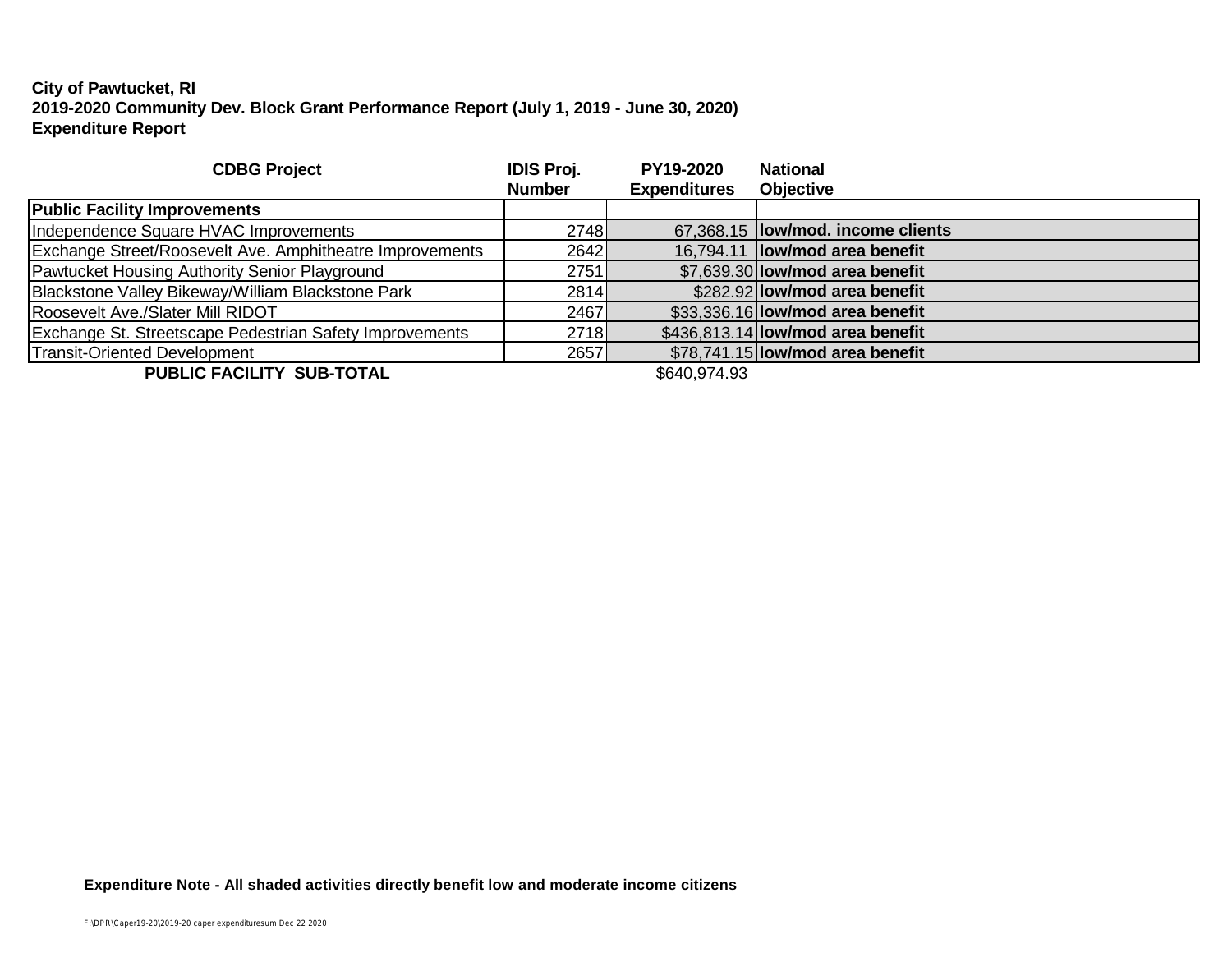**City of Pawtucket, RI**
**2019-2020 Community Dev. Block Grant Performance Report (July 1, 2019 - June 30, 2020)**
**Expenditure Report**

| CDBG Project | IDIS Proj. Number | PY19-2020 Expenditures | National Objective |
|---|---|---|---|
| **Public Facility Improvements** | | | |
| Independence Square HVAC Improvements | 2748 | 67,368.15 | **low/mod. income clients** |
| Exchange Street/Roosevelt Ave. Amphitheatre Improvements | 2642 | 16,794.11 | **low/mod area benefit** |
| Pawtucket Housing Authority Senior Playground | 2751 | $7,639.30 | **low/mod area benefit** |
| Blackstone Valley Bikeway/William Blackstone Park | 2814 | $282.92 | **low/mod area benefit** |
| Roosevelt Ave./Slater Mill RIDOT | 2467 | $33,336.16 | **low/mod area benefit** |
| Exchange St. Streetscape Pedestrian Safety Improvements | 2718 | $436,813.14 | **low/mod area benefit** |
| Transit-Oriented Development | 2657 | $78,741.15 | **low/mod area benefit** |
| **PUBLIC FACILITY SUB-TOTAL** | | $640,974.93 | |

**Expenditure Note - All shaded activities directly benefit low and moderate income citizens**

F:\DPR\Caper19-20\2019-20 caper expendituresum Dec 22 2020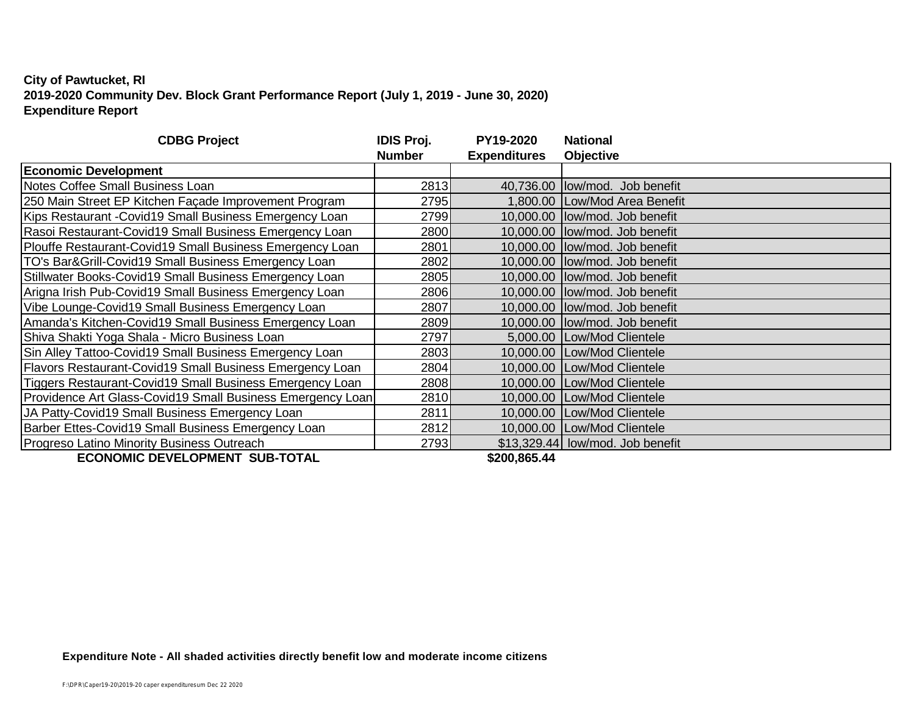**City of Pawtucket, RI**
**2019-2020 Community Dev. Block Grant Performance Report (July 1, 2019 - June 30, 2020)**
**Expenditure Report**

| CDBG Project | IDIS Proj. Number | PY19-2020 Expenditures | National Objective |
|---|---|---|---|
| **Economic Development** | | | |
| Notes Coffee Small Business Loan | 2813 | 40,736.00 | low/mod.  Job benefit |
| 250 Main Street EP Kitchen Façade Improvement Program | 2795 | 1,800.00 | Low/Mod Area Benefit |
| Kips Restaurant -Covid19 Small Business Emergency Loan | 2799 | 10,000.00 | low/mod. Job benefit |
| Rasoi Restaurant-Covid19 Small Business Emergency Loan | 2800 | 10,000.00 | low/mod. Job benefit |
| Plouffe Restaurant-Covid19 Small Business Emergency Loan | 2801 | 10,000.00 | low/mod. Job benefit |
| TO's Bar&Grill-Covid19 Small Business Emergency Loan | 2802 | 10,000.00 | low/mod. Job benefit |
| Stillwater Books-Covid19 Small Business Emergency Loan | 2805 | 10,000.00 | low/mod. Job benefit |
| Arigna Irish Pub-Covid19 Small Business Emergency Loan | 2806 | 10,000.00 | low/mod. Job benefit |
| Vibe Lounge-Covid19 Small Business Emergency Loan | 2807 | 10,000.00 | low/mod. Job benefit |
| Amanda's Kitchen-Covid19 Small Business Emergency Loan | 2809 | 10,000.00 | low/mod. Job benefit |
| Shiva Shakti Yoga Shala - Micro Business Loan | 2797 | 5,000.00 | Low/Mod Clientele |
| Sin Alley Tattoo-Covid19 Small Business Emergency Loan | 2803 | 10,000.00 | Low/Mod Clientele |
| Flavors Restaurant-Covid19 Small Business Emergency Loan | 2804 | 10,000.00 | Low/Mod Clientele |
| Tiggers Restaurant-Covid19 Small Business Emergency Loan | 2808 | 10,000.00 | Low/Mod Clientele |
| Providence Art Glass-Covid19 Small Business Emergency Loan | 2810 | 10,000.00 | Low/Mod Clientele |
| JA Patty-Covid19 Small Business Emergency Loan | 2811 | 10,000.00 | Low/Mod Clientele |
| Barber Ettes-Covid19 Small Business Emergency Loan | 2812 | 10,000.00 | Low/Mod Clientele |
| Progreso Latino Minority Business Outreach | 2793 | $13,329.44 | low/mod. Job benefit |
| **ECONOMIC DEVELOPMENT  SUB-TOTAL** | | **$200,865.44** | |

**Expenditure Note - All shaded activities directly benefit low and moderate income citizens**

F:\DPR\Caper19-20\2019-20 caper expendituresum Dec 22 2020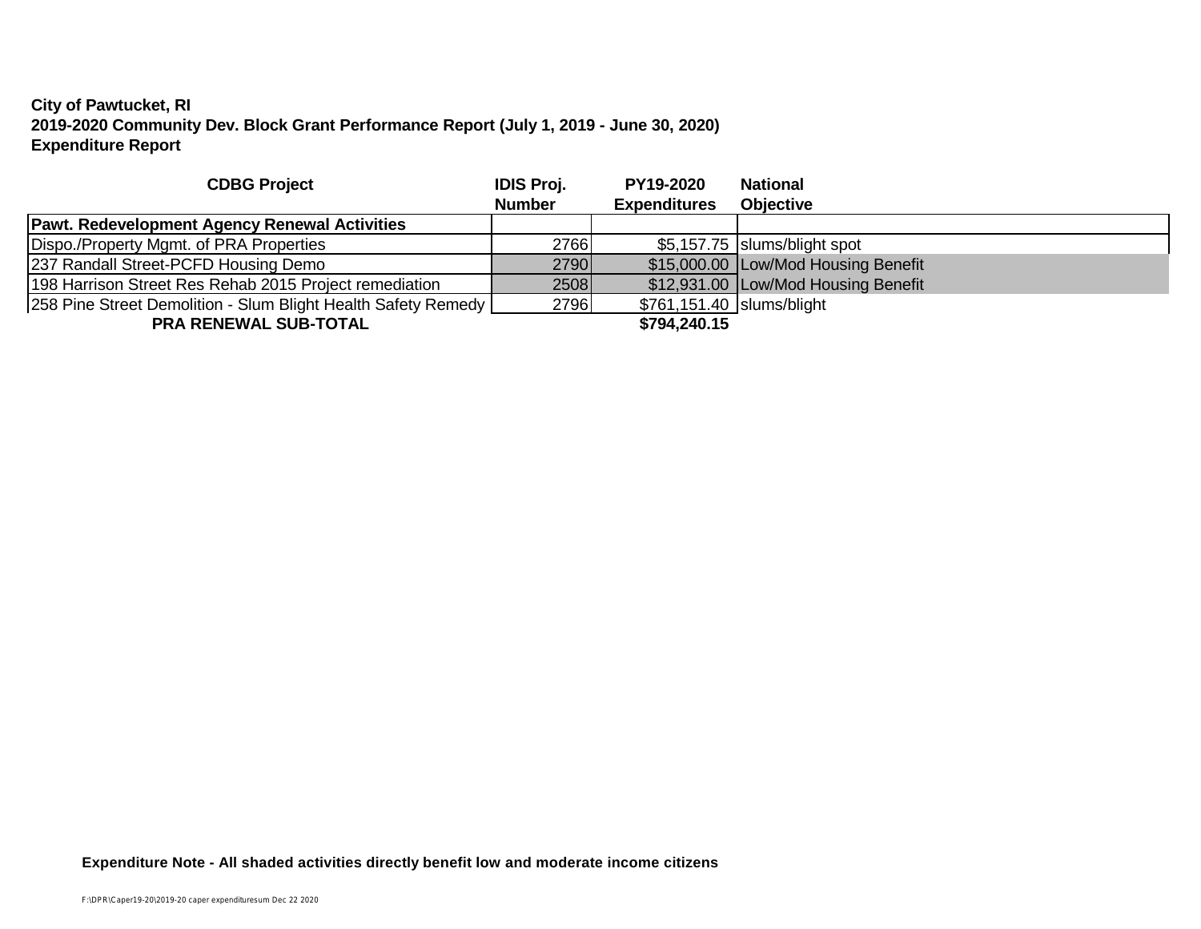**City of Pawtucket, RI**
**2019-2020 Community Dev. Block Grant Performance Report (July 1, 2019 - June 30, 2020)**
**Expenditure Report**

| CDBG Project | IDIS Proj. Number | PY19-2020 Expenditures | National Objective |
|---|---|---|---|
| **Pawt. Redevelopment Agency Renewal Activities** | | | |
| Dispo./Property Mgmt. of PRA Properties | 2766 | $5,157.75 | slums/blight spot |
| 237 Randall Street-PCFD Housing Demo | 2790 | $15,000.00 | Low/Mod Housing Benefit |
| 198 Harrison Street Res Rehab 2015 Project remediation | 2508 | $12,931.00 | Low/Mod Housing Benefit |
| 258 Pine Street Demolition - Slum Blight Health Safety Remedy | 2796 | $761,151.40 | slums/blight |
| **PRA RENEWAL SUB-TOTAL** | | **$794,240.15** | |

**Expenditure Note - All shaded activities directly benefit low and moderate income citizens**

F:\DPR\Caper19-20\2019-20 caper expendituresum Dec 22 2020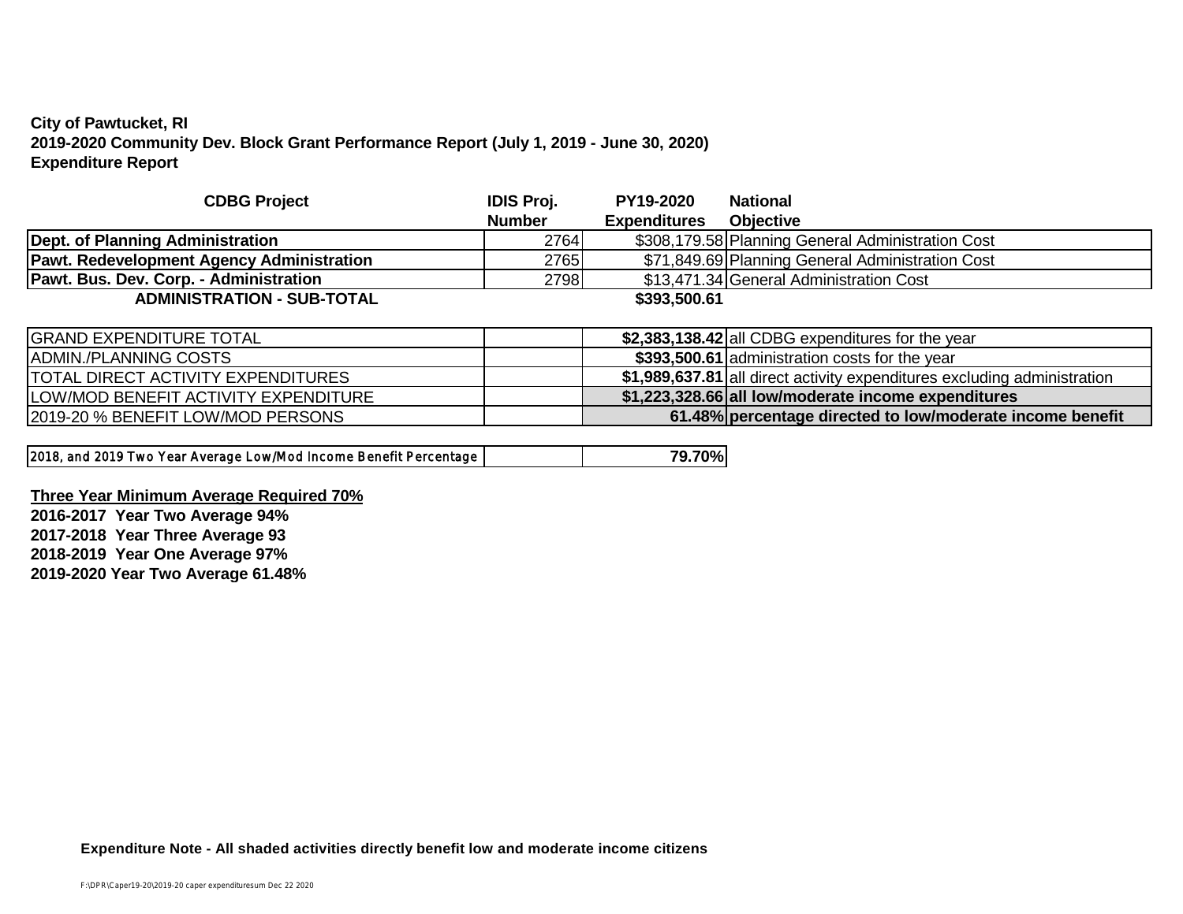**City of Pawtucket, RI**
**2019-2020 Community Dev. Block Grant Performance Report (July 1, 2019 - June 30, 2020)**
**Expenditure Report**

| CDBG Project | IDIS Proj. Number | PY19-2020 Expenditures | National Objective |
|---|---|---|---|
| **Dept. of Planning Administration** | 2764 | $308,179.58 | Planning General Administration Cost |
| **Pawt. Redevelopment Agency Administration** | 2765 | $71,849.69 | Planning General Administration Cost |
| **Pawt. Bus. Dev. Corp. - Administration** | 2798 | $13,471.34 | General Administration Cost |
| **ADMINISTRATION - SUB-TOTAL** | | **$393,500.61** | |

| | | | |
|---|---|---|---|
| GRAND EXPENDITURE TOTAL | | **$2,383,138.42** | all CDBG expenditures for the year |
| ADMIN./PLANNING COSTS | | **$393,500.61** | administration costs for the year |
| TOTAL DIRECT ACTIVITY EXPENDITURES | | **$1,989,637.81** | all direct activity expenditures excluding administration |
| LOW/MOD BENEFIT ACTIVITY EXPENDITURE | | **$1,223,328.66** | **all low/moderate income expenditures** |
| 2019-20 % BENEFIT LOW/MOD PERSONS | | **61.48%** | **percentage directed to low/moderate income benefit** |

| | | |
|---|---|---|
| 2018, and 2019 Two Year Average Low/Mod Income Benefit Percentage | | **79.70%** |

**Three Year Minimum Average Required 70%**
**2016-2017 Year Two Average 94%**
**2017-2018 Year Three Average 93**
**2018-2019 Year One Average 97%**
**2019-2020 Year Two Average 61.48%**

**Expenditure Note - All shaded activities directly benefit low and moderate income citizens**

F:\DPR\Caper19-20\2019-20 caper expendituresum Dec 22 2020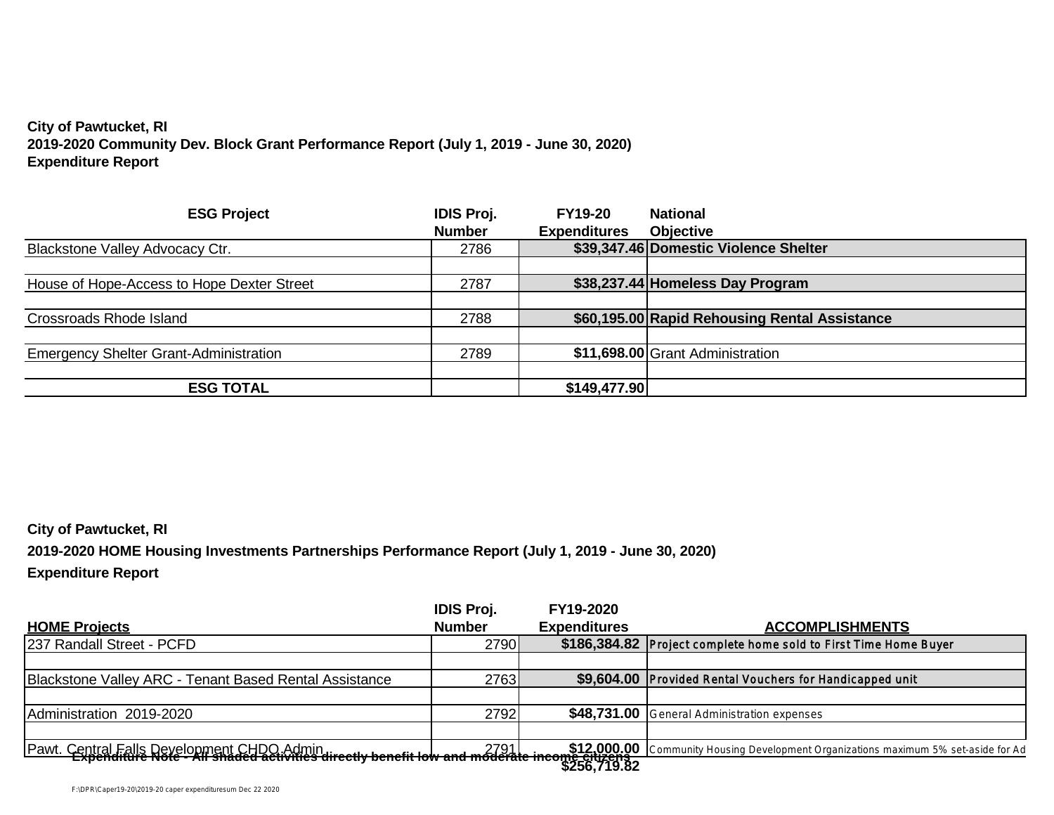**City of Pawtucket, RI**
**2019-2020 Community Dev. Block Grant Performance Report (July 1, 2019 - June 30, 2020)**
**Expenditure Report**

| ESG Project | IDIS Proj. Number | FY19-20 Expenditures | National Objective |
|---|---|---|---|
| Blackstone Valley Advocacy Ctr. | 2786 | **$39,347.46** | **Domestic Violence Shelter** |
| House of Hope-Access to Hope Dexter Street | 2787 | **$38,237.44** | **Homeless Day Program** |
| Crossroads Rhode Island | 2788 | **$60,195.00** | **Rapid Rehousing Rental Assistance** |
| Emergency Shelter Grant-Administration | 2789 | **$11,698.00** | Grant Administration |
| **ESG TOTAL** | | **$149,477.90** | |

**City of Pawtucket, RI**
**2019-2020 HOME Housing Investments Partnerships Performance Report (July 1, 2019 - June 30, 2020)**
**Expenditure Report**

| HOME Projects | IDIS Proj. Number | FY19-2020 Expenditures | ACCOMPLISHMENTS |
|---|---|---|---|
| 237 Randall Street - PCFD | 2790 | **$186,384.82** | Project complete home sold to First Time Home Buyer |
| Blackstone Valley ARC - Tenant Based Rental Assistance | 2763 | **$9,604.00** | Provided Rental Vouchers for Handicapped unit |
| Administration 2019-2020 | 2792 | **$48,731.00** | General Administration expenses |
| Pawt. Central Falls Development CHDO Admin | 2791 | **$12,000.00** | Community Housing Development Organizations maximum 5% set-aside for Ad |
| | | **$256,719.82** | |

**Expenditure Note - All shaded activities directly benefit low and moderate income citizens**

F:\DPR\Caper19-20\2019-20 caper expendituresum Dec 22 2020